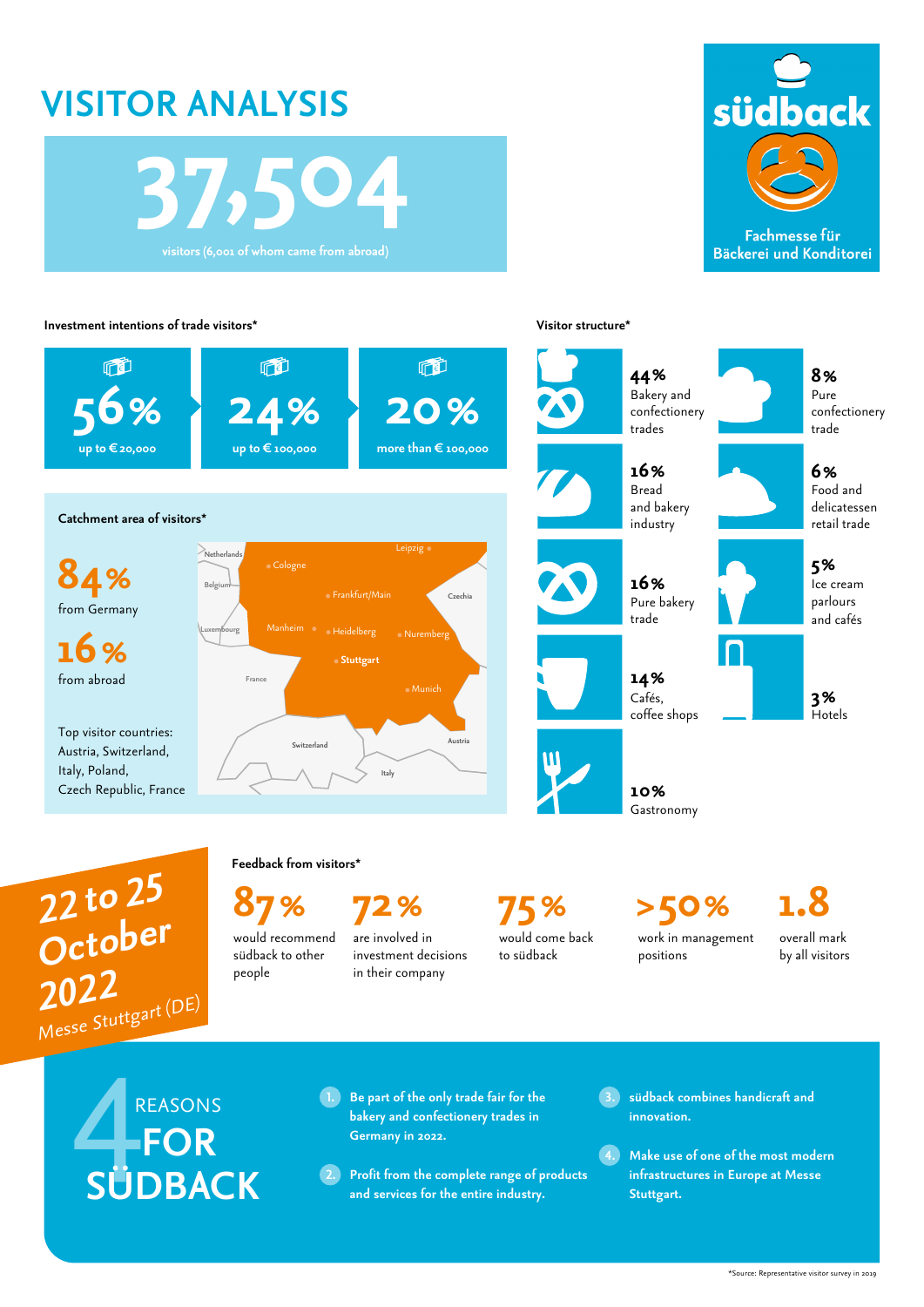# VISITOR ANALYSIS

**37,504**

visitors (6,001 of whom came from abroad)

**südback**

Fachmesse für Bäckerei und Konditorei

## Investment intentions of trade visitors*

| 56% | 24% | 20% |
| --- | --- | --- |
| up to € 20,000 | up to € 100,000 | more than € 100,000 |

## Catchment area of visitors*

**84%** from Germany

**16%** from abroad

Top visitor countries: Austria, Switzerland, Italy, Poland, Czech Republic, France

Netherlands, Belgium, Luxembourg, France, Switzerland, Italy, Austria, Czechia, Cologne, Leipzig, Frankfurt/Main, Manheim, Heidelberg, Nuremberg, Stuttgart, Munich

## Visitor structure*

- **44%** Bakery and confectionery trades
- **16%** Bread and bakery industry
- **16%** Pure bakery trade
- **14%** Cafés, coffee shops
- **10%** Gastronomy
- **8%** Pure confectionery trade
- **6%** Food and delicatessen retail trade
- **5%** Ice cream parlours and cafés
- **3%** Hotels

**22 to 25 October 2022**
Messe Stuttgart (DE)

## Feedback from visitors*

- **87%** would recommend südback to other people
- **72%** are involved in investment decisions in their company
- **75%** would come back to südback
- **>50%** work in management positions
- **1.8** overall mark by all visitors

## 4 REASONS FOR SÜDBACK

1. Be part of the only trade fair for the bakery and confectionery trades in Germany in 2022.
2. Profit from the complete range of products and services for the entire industry.
3. südback combines handicraft and innovation.
4. Make use of one of the most modern infrastructures in Europe at Messe Stuttgart.

*Source: Representative visitor survey in 2019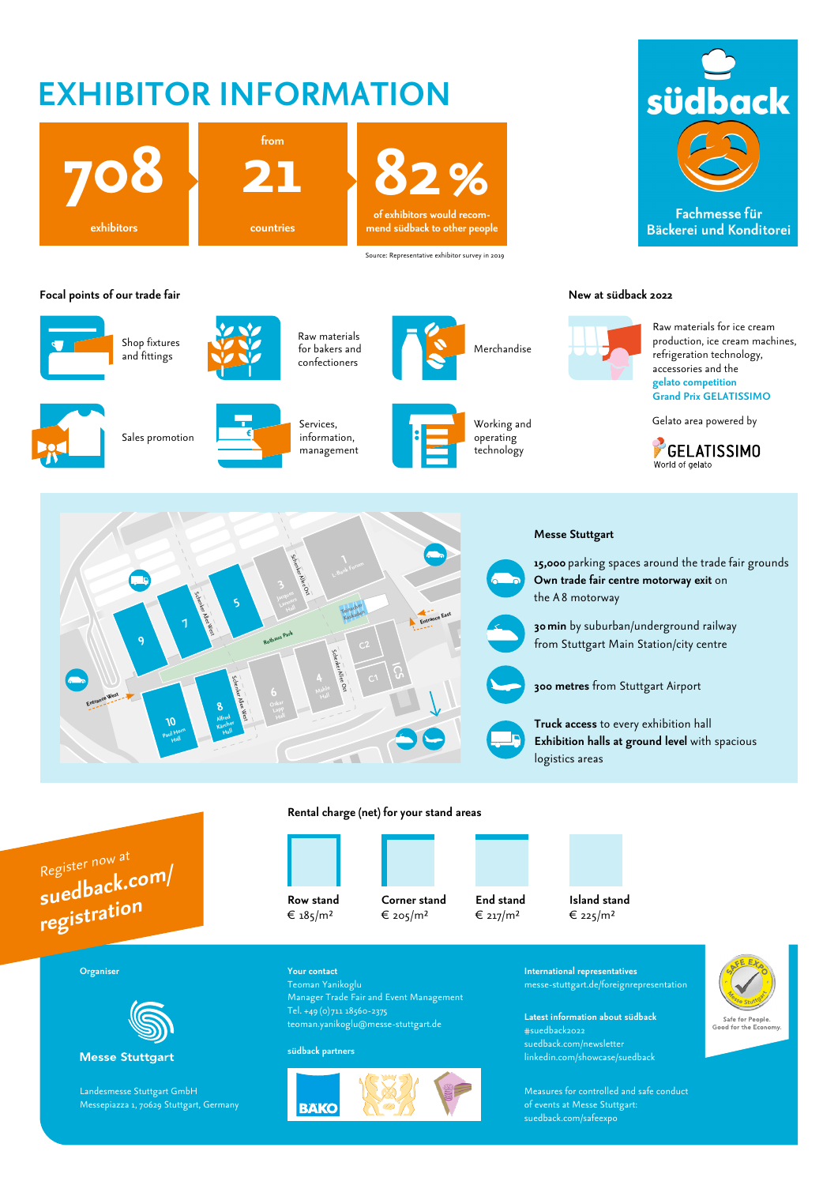# EXHIBITOR INFORMATION

**708** exhibitors

from **21** countries

**82 %** of exhibitors would recommend südback to other people

Source: Representative exhibitor survey in 2019

südback
Fachmesse für Bäckerei und Konditorei

## Focal points of our trade fair

- Shop fixtures and fittings
- Raw materials for bakers and confectioners
- Merchandise
- Sales promotion
- Services, information, management
- Working and operating technology

## New at südback 2022

Raw materials for ice cream production, ice cream machines, refrigeration technology, accessories and the **gelato competition Grand Prix GELATISSIMO**

Gelato area powered by GELATISSIMO World of gelato

## Messe Stuttgart

**15,000** parking spaces around the trade fair grounds
**Own trade fair centre motorway exit** on the A8 motorway

**30 min** by suburban/underground railway from Stuttgart Main Station/city centre

**300 metres** from Stuttgart Airport

**Truck access** to every exhibition hall
**Exhibition halls at ground level** with spacious logistics areas

## Rental charge (net) for your stand areas

| Row stand | Corner stand | End stand | Island stand |
|---|---|---|---|
| € 185/m² | € 205/m² | € 217/m² | € 225/m² |

Register now at **suedback.com/registration**

**Organiser**

Messe Stuttgart

Landesmesse Stuttgart GmbH
Messepiazza 1, 70629 Stuttgart, Germany

**Your contact**
Teoman Yanikoglu
Manager Trade Fair and Event Management
Tel. +49 (0)711 18560-2375
teoman.yanikoglu@messe-stuttgart.de

**südback partners**

**International representatives**
messe-stuttgart.de/foreignrepresentation

**Latest information about südback**
#suedback2022
suedback.com/newsletter
linkedin.com/showcase/suedback

Measures for controlled and safe conduct of events at Messe Stuttgart:
suedback.com/safeexpo

Safe for People. Good for the Economy.